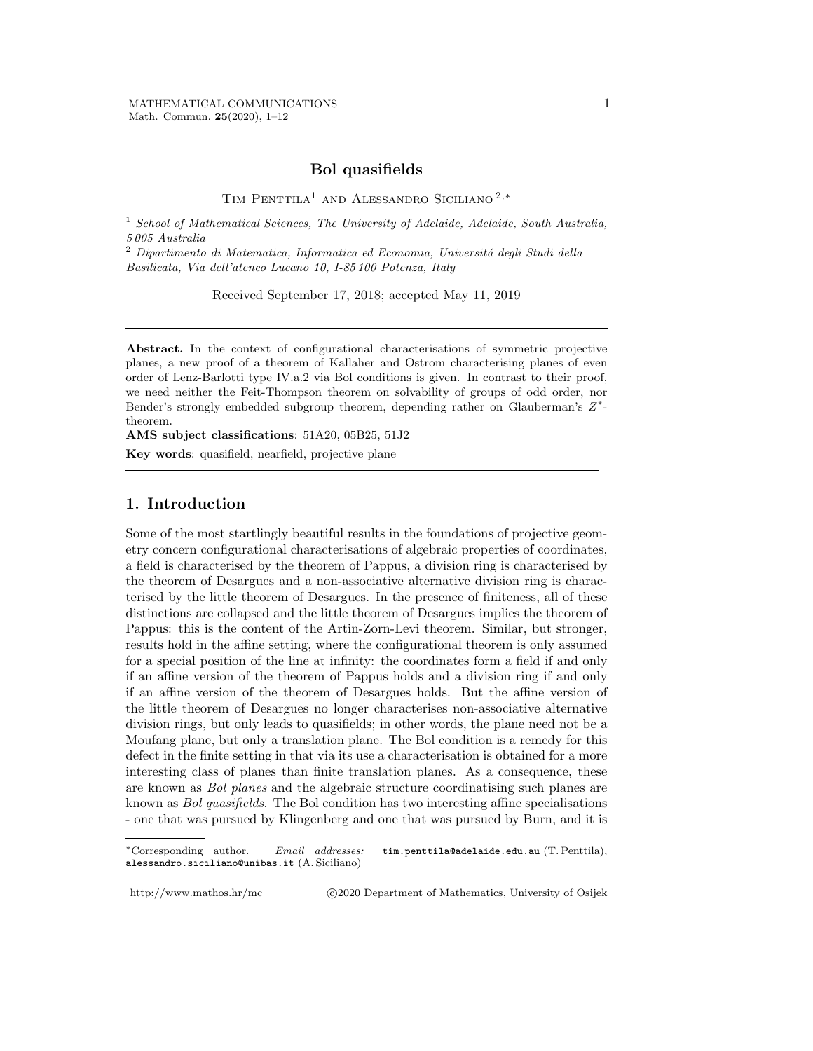# Bol quasifields

Tim Penttila[1] and Alessandro Siciliano[2,*]

[1] *School of Mathematical Sciences, The University of Adelaide, Adelaide, South Australia, 5 005 Australia*

[2] *Dipartimento di Matematica, Informatica ed Economia, Universitá degli Studi della Basilicata, Via dell'ateneo Lucano 10, I-85 100 Potenza, Italy*

Received September 17, 2018; accepted May 11, 2019

---

**Abstract.** In the context of configurational characterisations of symmetric projective planes, a new proof of a theorem of Kallaher and Ostrom characterising planes of even order of Lenz-Barlotti type IV.a.2 via Bol conditions is given. In contrast to their proof, we need neither the Feit-Thompson theorem on solvability of groups of odd order, nor Bender's strongly embedded subgroup theorem, depending rather on Glauberman's $Z^*$-theorem.

**AMS subject classifications**: 51A20, 05B25, 51J2

**Key words**: quasifield, nearfield, projective plane

---

## 1. Introduction

Some of the most startlingly beautiful results in the foundations of projective geometry concern configurational characterisations of algebraic properties of coordinates, a field is characterised by the theorem of Pappus, a division ring is characterised by the theorem of Desargues and a non-associative alternative division ring is characterised by the little theorem of Desargues. In the presence of finiteness, all of these distinctions are collapsed and the little theorem of Desargues implies the theorem of Pappus: this is the content of the Artin-Zorn-Levi theorem. Similar, but stronger, results hold in the affine setting, where the configurational theorem is only assumed for a special position of the line at infinity: the coordinates form a field if and only if an affine version of the theorem of Pappus holds and a division ring if and only if an affine version of the theorem of Desargues holds. But the affine version of the little theorem of Desargues no longer characterises non-associative alternative division rings, but only leads to quasifields; in other words, the plane need not be a Moufang plane, but only a translation plane. The Bol condition is a remedy for this defect in the finite setting in that via its use a characterisation is obtained for a more interesting class of planes than finite translation planes. As a consequence, these are known as *Bol planes* and the algebraic structure coordinatising such planes are known as *Bol quasifields*. The Bol condition has two interesting affine specialisations - one that was pursued by Klingenberg and one that was pursued by Burn, and it is

---

*Corresponding author. *Email addresses:* tim.penttila@adelaide.edu.au (T. Penttila), alessandro.siciliano@unibas.it (A. Siciliano)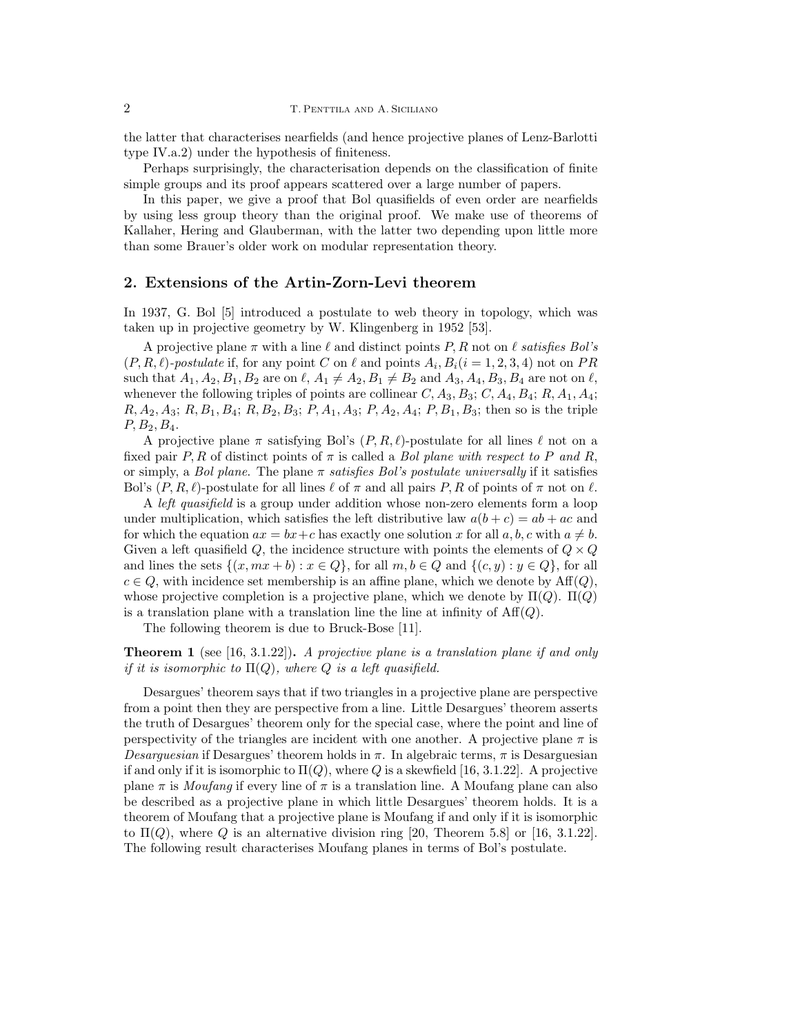the latter that characterises nearfields (and hence projective planes of Lenz-Barlotti type IV.a.2) under the hypothesis of finiteness.

Perhaps surprisingly, the characterisation depends on the classification of finite simple groups and its proof appears scattered over a large number of papers.

In this paper, we give a proof that Bol quasifields of even order are nearfields by using less group theory than the original proof. We make use of theorems of Kallaher, Hering and Glauberman, with the latter two depending upon little more than some Brauer's older work on modular representation theory.

## 2. Extensions of the Artin-Zorn-Levi theorem

In 1937, G. Bol [5] introduced a postulate to web theory in topology, which was taken up in projective geometry by W. Klingenberg in 1952 [53].

A projective plane $\pi$ with a line $\ell$ and distinct points $P, R$ not on $\ell$ *satisfies Bol's* $(P, R, \ell)$*-postulate* if, for any point $C$ on $\ell$ and points $A_i, B_i (i = 1, 2, 3, 4)$ not on $PR$ such that $A_1, A_2, B_1, B_2$ are on $\ell$, $A_1 \neq A_2, B_1 \neq B_2$ and $A_3, A_4, B_3, B_4$ are not on $\ell$, whenever the following triples of points are collinear $C, A_3, B_3$; $C, A_4, B_4$; $R, A_1, A_4$; $R, A_2, A_3$; $R, B_1, B_4$; $R, B_2, B_3$; $P, A_1, A_3$; $P, A_2, A_4$; $P, B_1, B_3$; then so is the triple $P, B_2, B_4$.

A projective plane $\pi$ satisfying Bol's $(P, R, \ell)$-postulate for all lines $\ell$ not on a fixed pair $P, R$ of distinct points of $\pi$ is called a *Bol plane with respect to* $P$ *and* $R$, or simply, a *Bol plane*. The plane $\pi$ *satisfies Bol's postulate universally* if it satisfies Bol's $(P, R, \ell)$-postulate for all lines $\ell$ of $\pi$ and all pairs $P, R$ of points of $\pi$ not on $\ell$.

A *left quasifield* is a group under addition whose non-zero elements form a loop under multiplication, which satisfies the left distributive law $a(b + c) = ab + ac$ and for which the equation $ax = bx + c$ has exactly one solution $x$ for all $a, b, c$ with $a \neq b$. Given a left quasifield $Q$, the incidence structure with points the elements of $Q \times Q$ and lines the sets $\{(x, mx + b) : x \in Q\}$, for all $m, b \in Q$ and $\{(c, y) : y \in Q\}$, for all $c \in Q$, with incidence set membership is an affine plane, which we denote by $\mathrm{Aff}(Q)$, whose projective completion is a projective plane, which we denote by $\Pi(Q)$. $\Pi(Q)$ is a translation plane with a translation line the line at infinity of $\mathrm{Aff}(Q)$.

The following theorem is due to Bruck-Bose [11].

**Theorem 1** (see [16, 3.1.22])**.** *A projective plane is a translation plane if and only if it is isomorphic to* $\Pi(Q)$*, where* $Q$ *is a left quasifield.*

Desargues' theorem says that if two triangles in a projective plane are perspective from a point then they are perspective from a line. Little Desargues' theorem asserts the truth of Desargues' theorem only for the special case, where the point and line of perspectivity of the triangles are incident with one another. A projective plane $\pi$ is *Desarguesian* if Desargues' theorem holds in $\pi$. In algebraic terms, $\pi$ is Desarguesian if and only if it is isomorphic to $\Pi(Q)$, where $Q$ is a skewfield [16, 3.1.22]. A projective plane $\pi$ is *Moufang* if every line of $\pi$ is a translation line. A Moufang plane can also be described as a projective plane in which little Desargues' theorem holds. It is a theorem of Moufang that a projective plane is Moufang if and only if it is isomorphic to $\Pi(Q)$, where $Q$ is an alternative division ring [20, Theorem 5.8] or [16, 3.1.22]. The following result characterises Moufang planes in terms of Bol's postulate.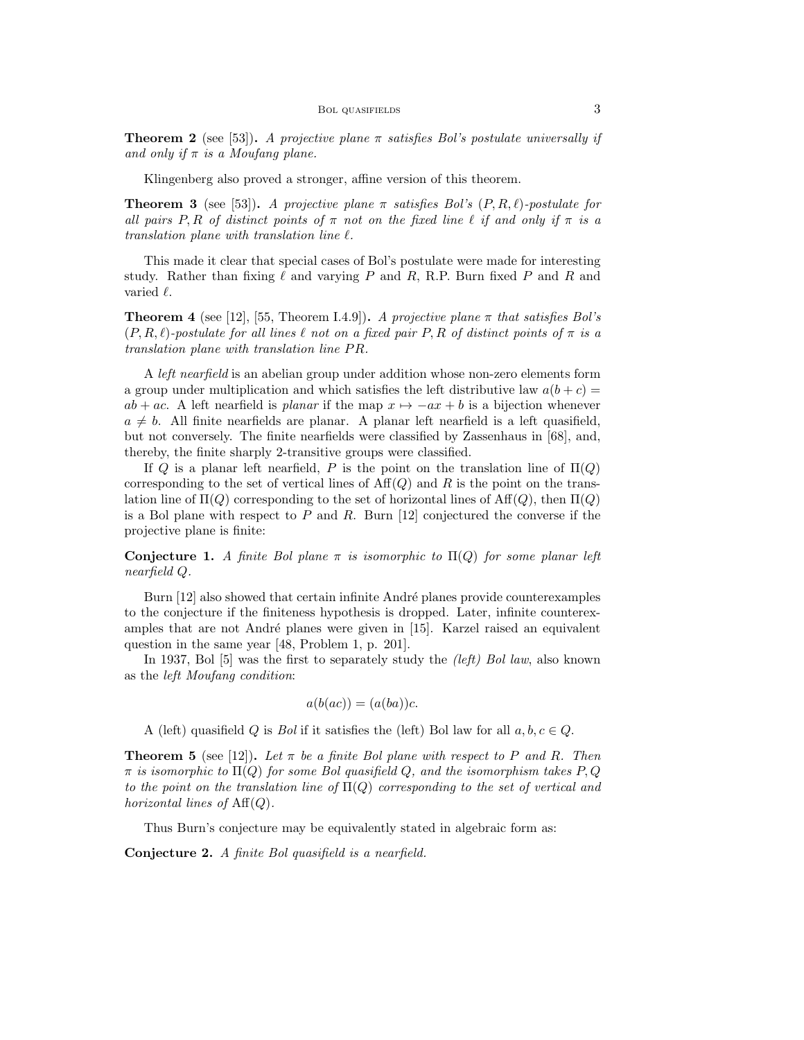**Theorem 2** (see [53])**.** *A projective plane $\pi$ satisfies Bol's postulate universally if and only if $\pi$ is a Moufang plane.*

Klingenberg also proved a stronger, affine version of this theorem.

**Theorem 3** (see [53])**.** *A projective plane $\pi$ satisfies Bol's $(P, R, \ell)$-postulate for all pairs $P, R$ of distinct points of $\pi$ not on the fixed line $\ell$ if and only if $\pi$ is a translation plane with translation line $\ell$.*

This made it clear that special cases of Bol's postulate were made for interesting study. Rather than fixing $\ell$ and varying $P$ and $R$, R.P. Burn fixed $P$ and $R$ and varied $\ell$.

**Theorem 4** (see [12], [55, Theorem I.4.9])**.** *A projective plane $\pi$ that satisfies Bol's $(P, R, \ell)$-postulate for all lines $\ell$ not on a fixed pair $P, R$ of distinct points of $\pi$ is a translation plane with translation line $PR$.*

A *left nearfield* is an abelian group under addition whose non-zero elements form a group under multiplication and which satisfies the left distributive law $a(b + c) = ab + ac$. A left nearfield is *planar* if the map $x \mapsto -ax + b$ is a bijection whenever $a \neq b$. All finite nearfields are planar. A planar left nearfield is a left quasifield, but not conversely. The finite nearfields were classified by Zassenhaus in [68], and, thereby, the finite sharply 2-transitive groups were classified.

If $Q$ is a planar left nearfield, $P$ is the point on the translation line of $\Pi(Q)$ corresponding to the set of vertical lines of $\mathrm{Aff}(Q)$ and $R$ is the point on the translation line of $\Pi(Q)$ corresponding to the set of horizontal lines of $\mathrm{Aff}(Q)$, then $\Pi(Q)$ is a Bol plane with respect to $P$ and $R$. Burn [12] conjectured the converse if the projective plane is finite:

**Conjecture 1.** *A finite Bol plane $\pi$ is isomorphic to $\Pi(Q)$ for some planar left nearfield $Q$.*

Burn [12] also showed that certain infinite André planes provide counterexamples to the conjecture if the finiteness hypothesis is dropped. Later, infinite counterexamples that are not André planes were given in [15]. Karzel raised an equivalent question in the same year [48, Problem 1, p. 201].

In 1937, Bol [5] was the first to separately study the *(left) Bol law*, also known as the *left Moufang condition*:

$$a(b(ac)) = (a(ba))c.$$

A (left) quasifield $Q$ is *Bol* if it satisfies the (left) Bol law for all $a, b, c \in Q$.

**Theorem 5** (see [12])**.** *Let $\pi$ be a finite Bol plane with respect to $P$ and $R$. Then $\pi$ is isomorphic to $\Pi(Q)$ for some Bol quasifield $Q$, and the isomorphism takes $P, Q$ to the point on the translation line of $\Pi(Q)$ corresponding to the set of vertical and horizontal lines of $\mathrm{Aff}(Q)$.*

Thus Burn's conjecture may be equivalently stated in algebraic form as:

**Conjecture 2.** *A finite Bol quasifield is a nearfield.*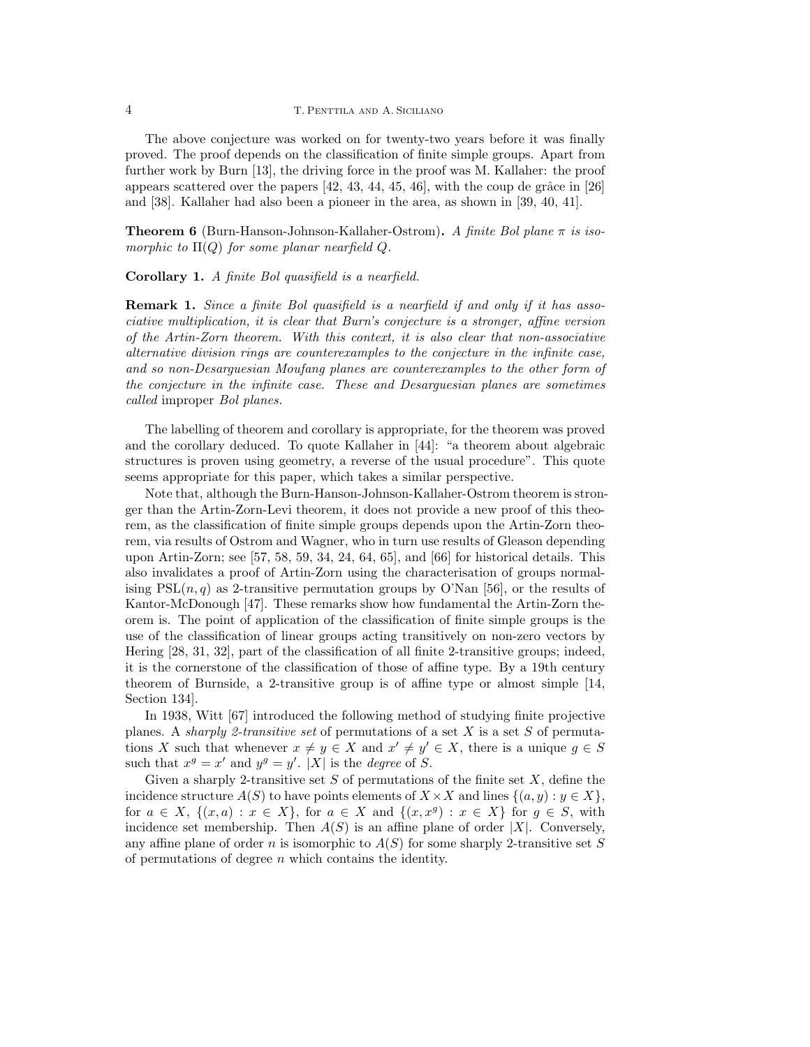The above conjecture was worked on for twenty-two years before it was finally proved. The proof depends on the classification of finite simple groups. Apart from further work by Burn [13], the driving force in the proof was M. Kallaher: the proof appears scattered over the papers [42, 43, 44, 45, 46], with the coup de grâce in [26] and [38]. Kallaher had also been a pioneer in the area, as shown in [39, 40, 41].

**Theorem 6** (Burn-Hanson-Johnson-Kallaher-Ostrom)**.** *A finite Bol plane $\pi$ is isomorphic to $\Pi(Q)$ for some planar nearfield $Q$.*

**Corollary 1.** *A finite Bol quasifield is a nearfield.*

**Remark 1.** *Since a finite Bol quasifield is a nearfield if and only if it has associative multiplication, it is clear that Burn's conjecture is a stronger, affine version of the Artin-Zorn theorem. With this context, it is also clear that non-associative alternative division rings are counterexamples to the conjecture in the infinite case, and so non-Desarguesian Moufang planes are counterexamples to the other form of the conjecture in the infinite case. These and Desarguesian planes are sometimes called* improper *Bol planes.*

The labelling of theorem and corollary is appropriate, for the theorem was proved and the corollary deduced. To quote Kallaher in [44]: "a theorem about algebraic structures is proven using geometry, a reverse of the usual procedure". This quote seems appropriate for this paper, which takes a similar perspective.

Note that, although the Burn-Hanson-Johnson-Kallaher-Ostrom theorem is stronger than the Artin-Zorn-Levi theorem, it does not provide a new proof of this theorem, as the classification of finite simple groups depends upon the Artin-Zorn theorem, via results of Ostrom and Wagner, who in turn use results of Gleason depending upon Artin-Zorn; see [57, 58, 59, 34, 24, 64, 65], and [66] for historical details. This also invalidates a proof of Artin-Zorn using the characterisation of groups normalising $\mathrm{PSL}(n, q)$ as 2-transitive permutation groups by O'Nan [56], or the results of Kantor-McDonough [47]. These remarks show how fundamental the Artin-Zorn theorem is. The point of application of the classification of finite simple groups is the use of the classification of linear groups acting transitively on non-zero vectors by Hering [28, 31, 32], part of the classification of all finite 2-transitive groups; indeed, it is the cornerstone of the classification of those of affine type. By a 19th century theorem of Burnside, a 2-transitive group is of affine type or almost simple [14, Section 134].

In 1938, Witt [67] introduced the following method of studying finite projective planes. A *sharply 2-transitive set* of permutations of a set $X$ is a set $S$ of permutations $X$ such that whenever $x \neq y \in X$ and $x' \neq y' \in X$, there is a unique $g \in S$ such that $x^g = x'$ and $y^g = y'$. $|X|$ is the *degree* of $S$.

Given a sharply 2-transitive set $S$ of permutations of the finite set $X$, define the incidence structure $A(S)$ to have points elements of $X \times X$ and lines $\{(a, y) : y \in X\}$, for $a \in X$, $\{(x, a) : x \in X\}$, for $a \in X$ and $\{(x, x^g) : x \in X\}$ for $g \in S$, with incidence set membership. Then $A(S)$ is an affine plane of order $|X|$. Conversely, any affine plane of order $n$ is isomorphic to $A(S)$ for some sharply 2-transitive set $S$ of permutations of degree $n$ which contains the identity.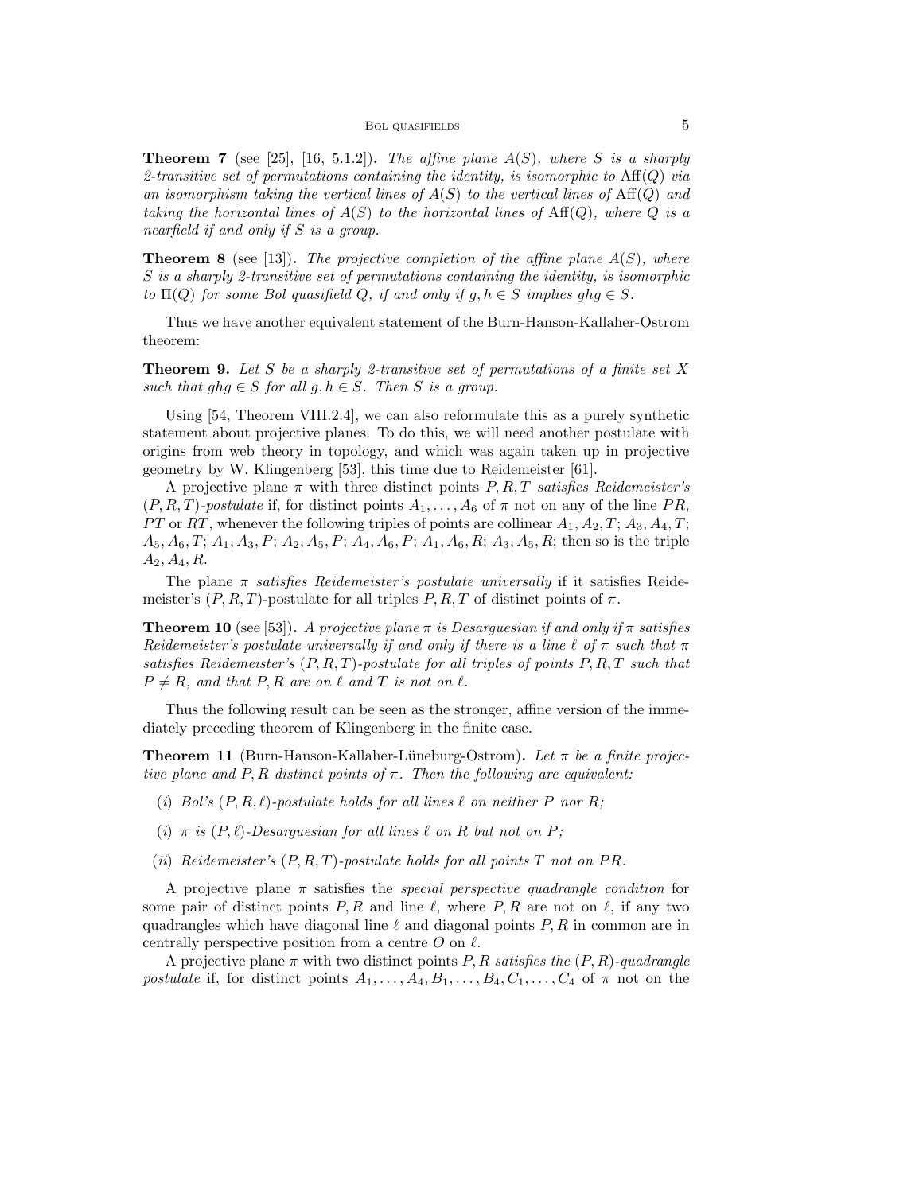**Theorem 7** (see [25], [16, 5.1.2])**.** *The affine plane $A(S)$, where $S$ is a sharply 2-transitive set of permutations containing the identity, is isomorphic to $\mathrm{Aff}(Q)$ via an isomorphism taking the vertical lines of $A(S)$ to the vertical lines of $\mathrm{Aff}(Q)$ and taking the horizontal lines of $A(S)$ to the horizontal lines of $\mathrm{Aff}(Q)$, where $Q$ is a nearfield if and only if $S$ is a group.*

**Theorem 8** (see [13])**.** *The projective completion of the affine plane $A(S)$, where $S$ is a sharply 2-transitive set of permutations containing the identity, is isomorphic to $\Pi(Q)$ for some Bol quasifield $Q$, if and only if $g, h \in S$ implies $ghg \in S$.*

Thus we have another equivalent statement of the Burn-Hanson-Kallaher-Ostrom theorem:

**Theorem 9.** *Let $S$ be a sharply 2-transitive set of permutations of a finite set $X$ such that $ghg \in S$ for all $g, h \in S$. Then $S$ is a group.*

Using [54, Theorem VIII.2.4], we can also reformulate this as a purely synthetic statement about projective planes. To do this, we will need another postulate with origins from web theory in topology, and which was again taken up in projective geometry by W. Klingenberg [53], this time due to Reidemeister [61].

A projective plane $\pi$ with three distinct points $P, R, T$ *satisfies Reidemeister's $(P, R, T)$-postulate* if, for distinct points $A_1, \ldots, A_6$ of $\pi$ not on any of the line $PR$, $PT$ or $RT$, whenever the following triples of points are collinear $A_1, A_2, T$; $A_3, A_4, T$; $A_5, A_6, T$; $A_1, A_3, P$; $A_2, A_5, P$; $A_4, A_6, P$; $A_1, A_6, R$; $A_3, A_5, R$; then so is the triple $A_2, A_4, R$.

The plane $\pi$ *satisfies Reidemeister's postulate universally* if it satisfies Reidemeister's $(P, R, T)$-postulate for all triples $P, R, T$ of distinct points of $\pi$.

**Theorem 10** (see [53])**.** *A projective plane $\pi$ is Desarguesian if and only if $\pi$ satisfies Reidemeister's postulate universally if and only if there is a line $\ell$ of $\pi$ such that $\pi$ satisfies Reidemeister's $(P, R, T)$-postulate for all triples of points $P, R, T$ such that $P \neq R$, and that $P, R$ are on $\ell$ and $T$ is not on $\ell$.*

Thus the following result can be seen as the stronger, affine version of the immediately preceding theorem of Klingenberg in the finite case.

**Theorem 11** (Burn-Hanson-Kallaher-Lüneburg-Ostrom)**.** *Let $\pi$ be a finite projective plane and $P, R$ distinct points of $\pi$. Then the following are equivalent:*

- ($i$) *Bol's $(P, R, \ell)$-postulate holds for all lines $\ell$ on neither $P$ nor $R$;*
- ($i$) *$\pi$ is $(P, \ell)$-Desarguesian for all lines $\ell$ on $R$ but not on $P$;*
- ($ii$) *Reidemeister's $(P, R, T)$-postulate holds for all points $T$ not on $PR$.*

A projective plane $\pi$ satisfies the *special perspective quadrangle condition* for some pair of distinct points $P, R$ and line $\ell$, where $P, R$ are not on $\ell$, if any two quadrangles which have diagonal line $\ell$ and diagonal points $P, R$ in common are in centrally perspective position from a centre $O$ on $\ell$.

A projective plane $\pi$ with two distinct points $P, R$ *satisfies the $(P, R)$-quadrangle postulate* if, for distinct points $A_1, \ldots, A_4, B_1, \ldots, B_4, C_1, \ldots, C_4$ of $\pi$ not on the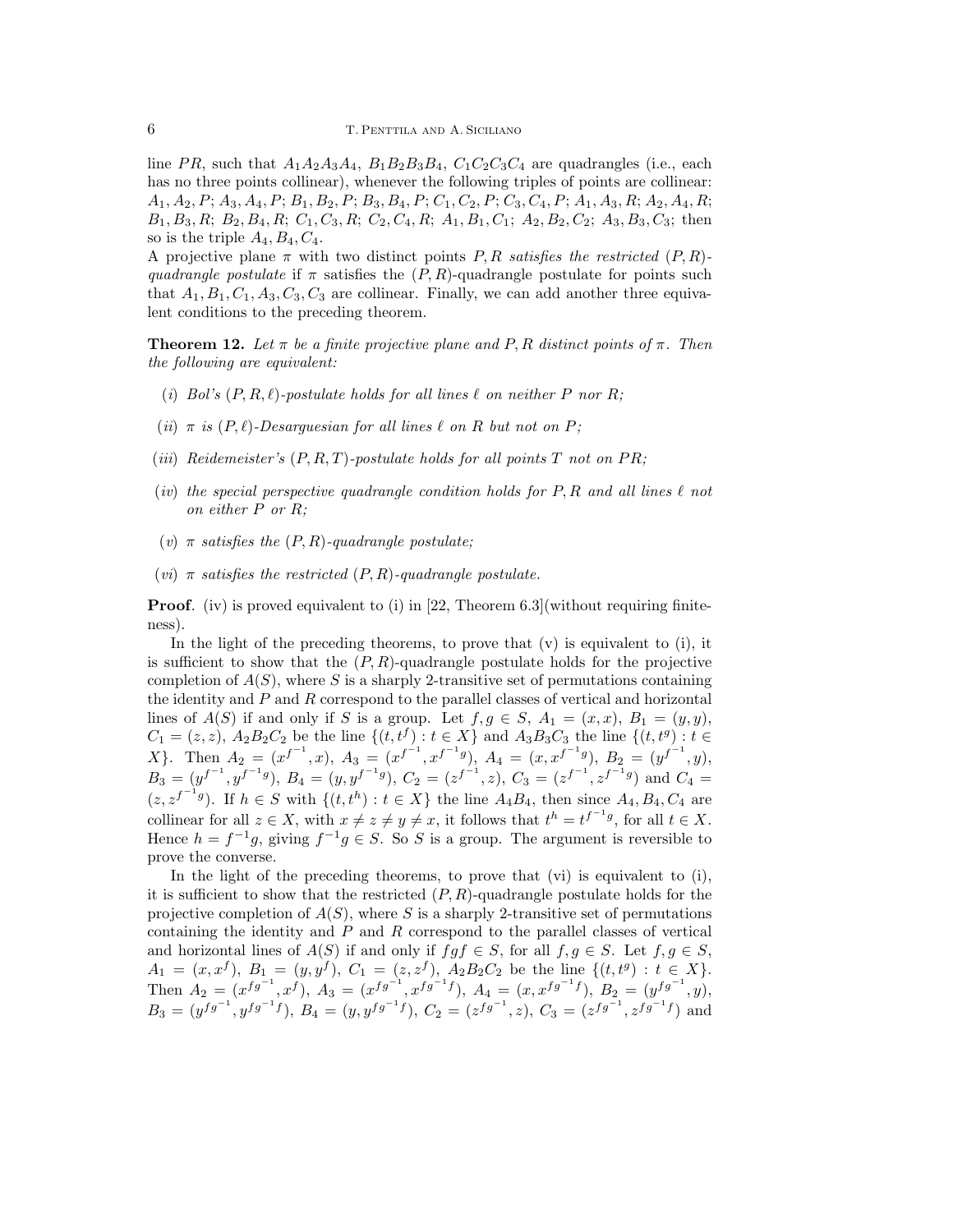line $PR$, such that $A_1A_2A_3A_4$, $B_1B_2B_3B_4$, $C_1C_2C_3C_4$ are quadrangles (i.e., each has no three points collinear), whenever the following triples of points are collinear: $A_1, A_2, P$; $A_3, A_4, P$; $B_1, B_2, P$; $B_3, B_4, P$; $C_1, C_2, P$; $C_3, C_4, P$; $A_1, A_3, R$; $A_2, A_4, R$; $B_1, B_3, R$; $B_2, B_4, R$; $C_1, C_3, R$; $C_2, C_4, R$; $A_1, B_1, C_1$; $A_2, B_2, C_2$; $A_3, B_3, C_3$; then so is the triple $A_4, B_4, C_4$.

A projective plane $\pi$ with two distinct points $P, R$ *satisfies the restricted* $(P,R)$*-quadrangle postulate* if $\pi$ satisfies the $(P,R)$-quadrangle postulate for points such that $A_1, B_1, C_1, A_3, C_3, C_3$ are collinear. Finally, we can add another three equivalent conditions to the preceding theorem.

**Theorem 12.** *Let $\pi$ be a finite projective plane and $P, R$ distinct points of $\pi$. Then the following are equivalent:*

- (*i*) *Bol's $(P,R,\ell)$-postulate holds for all lines $\ell$ on neither $P$ nor $R$;*
- (*ii*) *$\pi$ is $(P,\ell)$-Desarguesian for all lines $\ell$ on $R$ but not on $P$;*
- (*iii*) *Reidemeister's $(P,R,T)$-postulate holds for all points $T$ not on $PR$;*
- (*iv*) *the special perspective quadrangle condition holds for $P, R$ and all lines $\ell$ not on either $P$ or $R$;*
- (*v*) *$\pi$ satisfies the $(P,R)$-quadrangle postulate;*
- (*vi*) *$\pi$ satisfies the restricted $(P,R)$-quadrangle postulate.*

**Proof**. (iv) is proved equivalent to (i) in [22, Theorem 6.3](without requiring finiteness).

In the light of the preceding theorems, to prove that (v) is equivalent to (i), it is sufficient to show that the $(P,R)$-quadrangle postulate holds for the projective completion of $A(S)$, where $S$ is a sharply 2-transitive set of permutations containing the identity and $P$ and $R$ correspond to the parallel classes of vertical and horizontal lines of $A(S)$ if and only if $S$ is a group. Let $f, g \in S$, $A_1 = (x,x)$, $B_1 = (y,y)$, $C_1 = (z,z)$, $A_2B_2C_2$ be the line $\{(t,t^f) : t \in X\}$ and $A_3B_3C_3$ the line $\{(t,t^g) : t \in X\}$. Then $A_2 = (x^{f^{-1}}, x)$, $A_3 = (x^{f^{-1}}, x^{f^{-1}g})$, $A_4 = (x, x^{f^{-1}g})$, $B_2 = (y^{f^{-1}}, y)$, $B_3 = (y^{f^{-1}}, y^{f^{-1}g})$, $B_4 = (y, y^{f^{-1}g})$, $C_2 = (z^{f^{-1}}, z)$, $C_3 = (z^{f^{-1}}, z^{f^{-1}g})$ and $C_4 = (z, z^{f^{-1}g})$. If $h \in S$ with $\{(t,t^h) : t \in X\}$ the line $A_4B_4$, then since $A_4, B_4, C_4$ are collinear for all $z \in X$, with $x \neq z \neq y \neq x$, it follows that $t^h = t^{f^{-1}g}$, for all $t \in X$. Hence $h = f^{-1}g$, giving $f^{-1}g \in S$. So $S$ is a group. The argument is reversible to prove the converse.

In the light of the preceding theorems, to prove that (vi) is equivalent to (i), it is sufficient to show that the restricted $(P,R)$-quadrangle postulate holds for the projective completion of $A(S)$, where $S$ is a sharply 2-transitive set of permutations containing the identity and $P$ and $R$ correspond to the parallel classes of vertical and horizontal lines of $A(S)$ if and only if $fgf \in S$, for all $f, g \in S$. Let $f, g \in S$, $A_1 = (x, x^f)$, $B_1 = (y, y^f)$, $C_1 = (z, z^f)$, $A_2B_2C_2$ be the line $\{(t,t^g) : t \in X\}$. Then $A_2 = (x^{fg^{-1}}, x^f)$, $A_3 = (x^{fg^{-1}}, x^{fg^{-1}f})$, $A_4 = (x, x^{fg^{-1}f})$, $B_2 = (y^{fg^{-1}}, y)$, $B_3 = (y^{fg^{-1}}, y^{fg^{-1}f})$, $B_4 = (y, y^{fg^{-1}f})$, $C_2 = (z^{fg^{-1}}, z)$, $C_3 = (z^{fg^{-1}}, z^{fg^{-1}f})$ and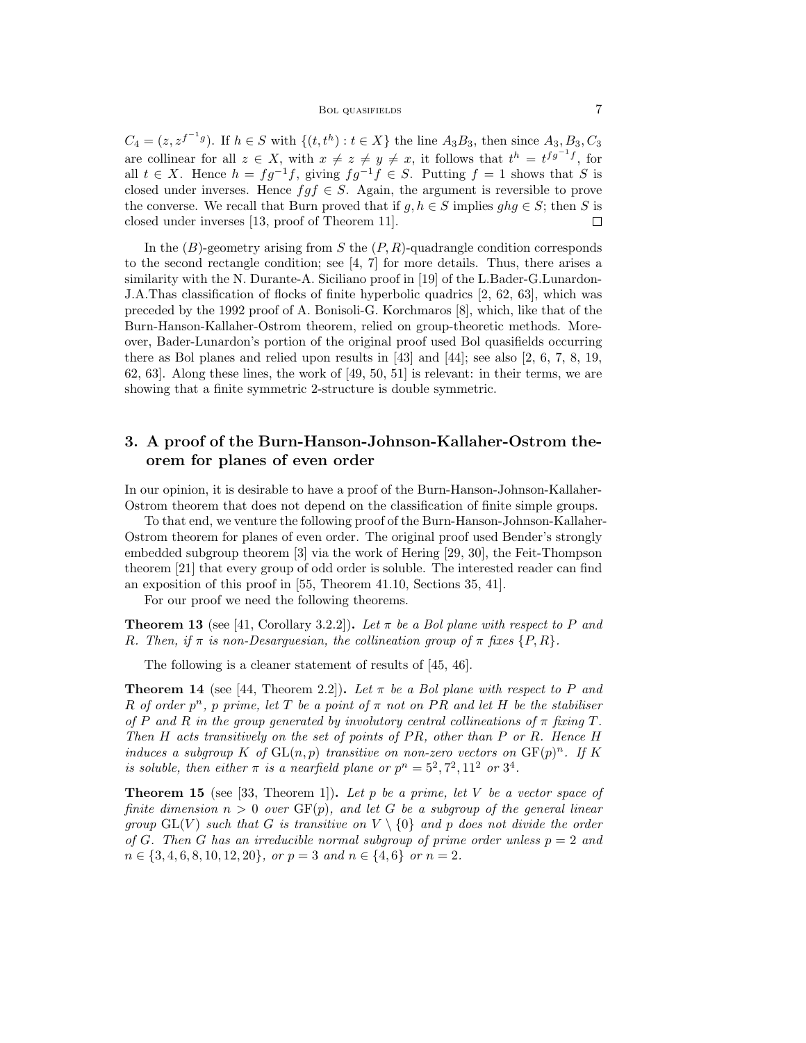$C_4 = (z, z^{f^{-1}g})$. If $h \in S$ with $\{(t, t^h) : t \in X\}$ the line $A_3B_3$, then since $A_3, B_3, C_3$ are collinear for all $z \in X$, with $x \neq z \neq y \neq x$, it follows that $t^h = t^{fg^{-1}f}$, for all $t \in X$. Hence $h = fg^{-1}f$, giving $fg^{-1}f \in S$. Putting $f = 1$ shows that $S$ is closed under inverses. Hence $fgf \in S$. Again, the argument is reversible to prove the converse. We recall that Burn proved that if $g, h \in S$ implies $ghg \in S$; then $S$ is closed under inverses [13, proof of Theorem 11]. □

In the $(B)$-geometry arising from $S$ the $(P, R)$-quadrangle condition corresponds to the second rectangle condition; see [4, 7] for more details. Thus, there arises a similarity with the N. Durante-A. Siciliano proof in [19] of the L.Bader-G.Lunardon-J.A.Thas classification of flocks of finite hyperbolic quadrics [2, 62, 63], which was preceded by the 1992 proof of A. Bonisoli-G. Korchmaros [8], which, like that of the Burn-Hanson-Kallaher-Ostrom theorem, relied on group-theoretic methods. Moreover, Bader-Lunardon's portion of the original proof used Bol quasifields occurring there as Bol planes and relied upon results in [43] and [44]; see also [2, 6, 7, 8, 19, 62, 63]. Along these lines, the work of [49, 50, 51] is relevant: in their terms, we are showing that a finite symmetric 2-structure is double symmetric.

## 3. A proof of the Burn-Hanson-Johnson-Kallaher-Ostrom theorem for planes of even order

In our opinion, it is desirable to have a proof of the Burn-Hanson-Johnson-Kallaher-Ostrom theorem that does not depend on the classification of finite simple groups.

To that end, we venture the following proof of the Burn-Hanson-Johnson-Kallaher-Ostrom theorem for planes of even order. The original proof used Bender's strongly embedded subgroup theorem [3] via the work of Hering [29, 30], the Feit-Thompson theorem [21] that every group of odd order is soluble. The interested reader can find an exposition of this proof in [55, Theorem 41.10, Sections 35, 41].

For our proof we need the following theorems.

**Theorem 13** (see [41, Corollary 3.2.2]). *Let $\pi$ be a Bol plane with respect to $P$ and $R$. Then, if $\pi$ is non-Desarguesian, the collineation group of $\pi$ fixes $\{P, R\}$.*

The following is a cleaner statement of results of [45, 46].

**Theorem 14** (see [44, Theorem 2.2]). *Let $\pi$ be a Bol plane with respect to $P$ and $R$ of order $p^n$, $p$ prime, let $T$ be a point of $\pi$ not on $PR$ and let $H$ be the stabiliser of $P$ and $R$ in the group generated by involutory central collineations of $\pi$ fixing $T$. Then $H$ acts transitively on the set of points of $PR$, other than $P$ or $R$. Hence $H$ induces a subgroup $K$ of $\mathrm{GL}(n, p)$ transitive on non-zero vectors on $\mathrm{GF}(p)^n$. If $K$ is soluble, then either $\pi$ is a nearfield plane or $p^n = 5^2, 7^2, 11^2$ or $3^4$.*

**Theorem 15** (see [33, Theorem 1]). *Let $p$ be a prime, let $V$ be a vector space of finite dimension $n > 0$ over $\mathrm{GF}(p)$, and let $G$ be a subgroup of the general linear group $\mathrm{GL}(V)$ such that $G$ is transitive on $V \setminus \{0\}$ and $p$ does not divide the order of $G$. Then $G$ has an irreducible normal subgroup of prime order unless $p = 2$ and $n \in \{3, 4, 6, 8, 10, 12, 20\}$, or $p = 3$ and $n \in \{4, 6\}$ or $n = 2$.*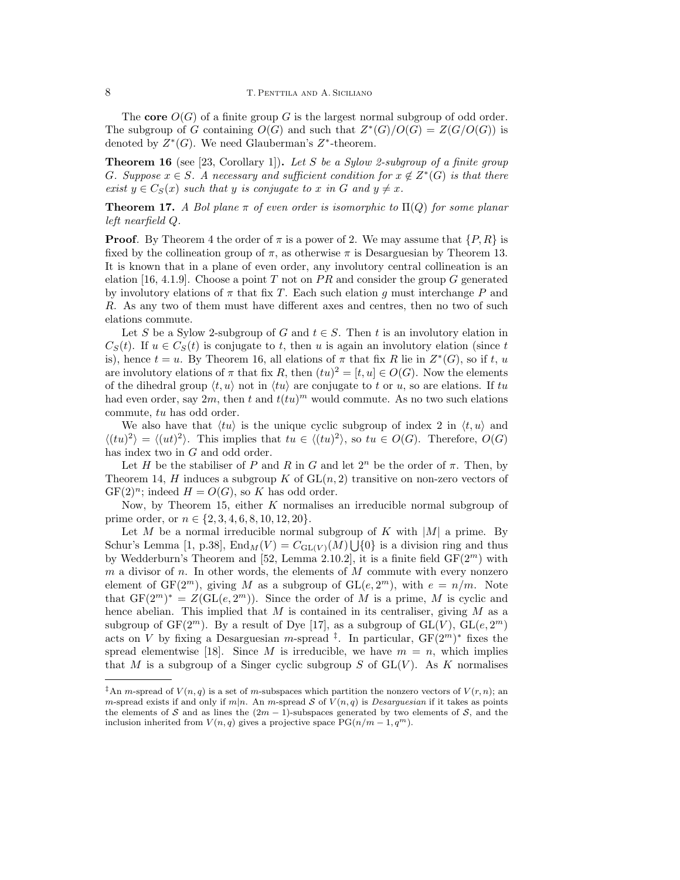The **core** $O(G)$ of a finite group $G$ is the largest normal subgroup of odd order. The subgroup of $G$ containing $O(G)$ and such that $Z^*(G)/O(G) = Z(G/O(G))$ is denoted by $Z^*(G)$. We need Glauberman's $Z^*$-theorem.

**Theorem 16** (see [23, Corollary 1])**.** *Let $S$ be a Sylow 2-subgroup of a finite group $G$. Suppose $x \in S$. A necessary and sufficient condition for $x \notin Z^*(G)$ is that there exist $y \in C_S(x)$ such that $y$ is conjugate to $x$ in $G$ and $y \neq x$.*

**Theorem 17.** *A Bol plane $\pi$ of even order is isomorphic to $\Pi(Q)$ for some planar left nearfield $Q$.*

**Proof**. By Theorem 4 the order of $\pi$ is a power of 2. We may assume that $\{P, R\}$ is fixed by the collineation group of $\pi$, as otherwise $\pi$ is Desarguesian by Theorem 13. It is known that in a plane of even order, any involutory central collineation is an elation [16, 4.1.9]. Choose a point $T$ not on $PR$ and consider the group $G$ generated by involutory elations of $\pi$ that fix $T$. Each such elation $g$ must interchange $P$ and $R$. As any two of them must have different axes and centres, then no two of such elations commute.

Let $S$ be a Sylow 2-subgroup of $G$ and $t \in S$. Then $t$ is an involutory elation in $C_S(t)$. If $u \in C_S(t)$ is conjugate to $t$, then $u$ is again an involutory elation (since $t$ is), hence $t = u$. By Theorem 16, all elations of $\pi$ that fix $R$ lie in $Z^*(G)$, so if $t$, $u$ are involutory elations of $\pi$ that fix $R$, then $(tu)^2 = [t, u] \in O(G)$. Now the elements of the dihedral group $\langle t, u\rangle$ not in $\langle tu\rangle$ are conjugate to $t$ or $u$, so are elations. If $tu$ had even order, say $2m$, then $t$ and $t(tu)^m$ would commute. As no two such elations commute, $tu$ has odd order.

We also have that $\langle tu\rangle$ is the unique cyclic subgroup of index 2 in $\langle t, u\rangle$ and $\langle (tu)^2\rangle = \langle (ut)^2\rangle$. This implies that $tu \in \langle (tu)^2\rangle$, so $tu \in O(G)$. Therefore, $O(G)$ has index two in $G$ and odd order.

Let $H$ be the stabiliser of $P$ and $R$ in $G$ and let $2^n$ be the order of $\pi$. Then, by Theorem 14, $H$ induces a subgroup $K$ of $\mathrm{GL}(n, 2)$ transitive on non-zero vectors of $\mathrm{GF}(2)^n$; indeed $H = O(G)$, so $K$ has odd order.

Now, by Theorem 15, either $K$ normalises an irreducible normal subgroup of prime order, or $n \in \{2, 3, 4, 6, 8, 10, 12, 20\}$.

Let $M$ be a normal irreducible normal subgroup of $K$ with $|M|$ a prime. By Schur's Lemma [1, p.38], $\mathrm{End}_M(V) = C_{\mathrm{GL}(V)}(M) \bigcup \{0\}$ is a division ring and thus by Wedderburn's Theorem and [52, Lemma 2.10.2], it is a finite field $\mathrm{GF}(2^m)$ with $m$ a divisor of $n$. In other words, the elements of $M$ commute with every nonzero element of $\mathrm{GF}(2^m)$, giving $M$ as a subgroup of $\mathrm{GL}(e, 2^m)$, with $e = n/m$. Note that $\mathrm{GF}(2^m)^* = Z(\mathrm{GL}(e, 2^m))$. Since the order of $M$ is a prime, $M$ is cyclic and hence abelian. This implied that $M$ is contained in its centraliser, giving $M$ as a subgroup of $\mathrm{GF}(2^m)$. By a result of Dye [17], as a subgroup of $\mathrm{GL}(V)$, $\mathrm{GL}(e, 2^m)$ acts on $V$ by fixing a Desarguesian $m$-spread ‡. In particular, $\mathrm{GF}(2^m)^*$ fixes the spread elementwise [18]. Since $M$ is irreducible, we have $m = n$, which implies that $M$ is a subgroup of a Singer cyclic subgroup $S$ of $\mathrm{GL}(V)$. As $K$ normalises

‡An $m$-spread of $V(n, q)$ is a set of $m$-subspaces which partition the nonzero vectors of $V(r, n)$; an $m$-spread exists if and only if $m|n$. An $m$-spread $\mathcal{S}$ of $V(n, q)$ is *Desarguesian* if it takes as points the elements of $\mathcal{S}$ and as lines the $(2m-1)$-subspaces generated by two elements of $\mathcal{S}$, and the inclusion inherited from $V(n, q)$ gives a projective space $\mathrm{PG}(n/m - 1, q^m)$.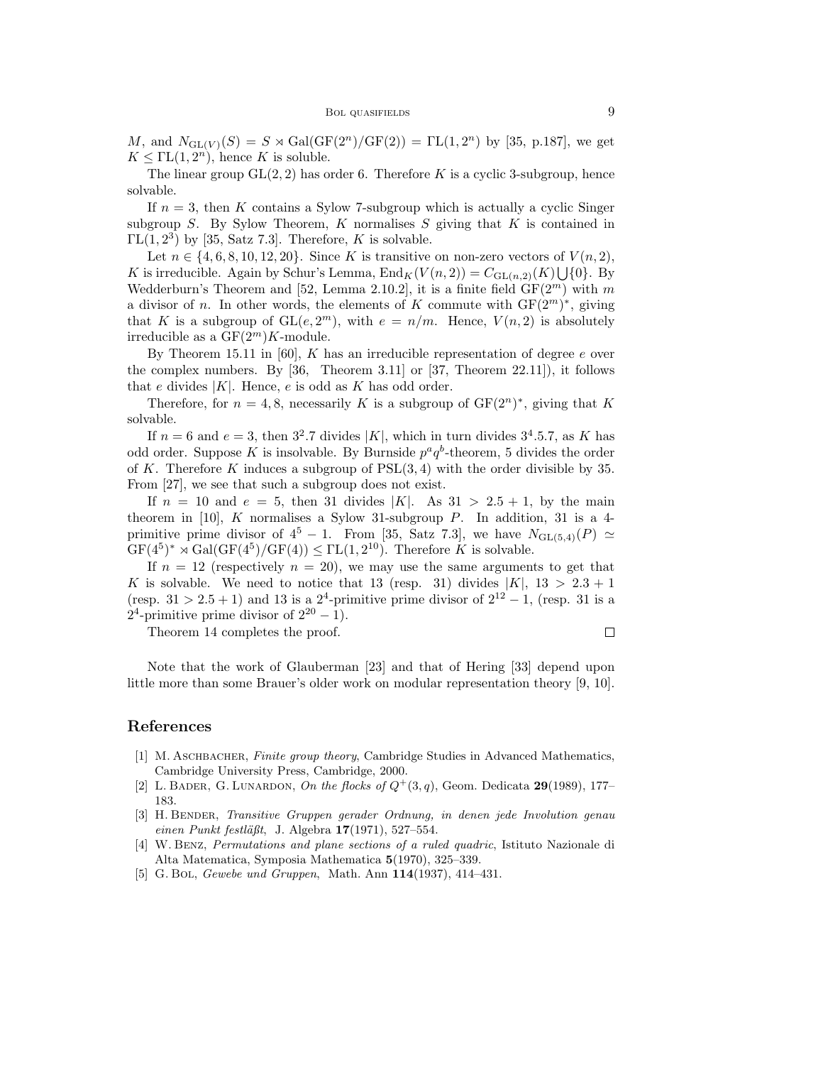$M$, and $N_{\mathrm{GL}(V)}(S) = S \rtimes \mathrm{Gal}(\mathrm{GF}(2^n)/\mathrm{GF}(2)) = \Gamma\mathrm{L}(1, 2^n)$ by [35, p.187], we get $K \leq \Gamma\mathrm{L}(1, 2^n)$, hence $K$ is soluble.

The linear group $\mathrm{GL}(2, 2)$ has order 6. Therefore $K$ is a cyclic 3-subgroup, hence solvable.

If $n = 3$, then $K$ contains a Sylow 7-subgroup which is actually a cyclic Singer subgroup $S$. By Sylow Theorem, $K$ normalises $S$ giving that $K$ is contained in $\Gamma\mathrm{L}(1, 2^3)$ by [35, Satz 7.3]. Therefore, $K$ is solvable.

Let $n \in \{4, 6, 8, 10, 12, 20\}$. Since $K$ is transitive on non-zero vectors of $V(n, 2)$, $K$ is irreducible. Again by Schur's Lemma, $\mathrm{End}_K(V(n, 2)) = C_{\mathrm{GL}(n,2)}(K) \bigcup \{0\}$. By Wedderburn's Theorem and [52, Lemma 2.10.2], it is a finite field $\mathrm{GF}(2^m)$ with $m$ a divisor of $n$. In other words, the elements of $K$ commute with $\mathrm{GF}(2^m)^*$, giving that $K$ is a subgroup of $\mathrm{GL}(e, 2^m)$, with $e = n/m$. Hence, $V(n, 2)$ is absolutely irreducible as a $\mathrm{GF}(2^m)K$-module.

By Theorem 15.11 in [60], $K$ has an irreducible representation of degree $e$ over the complex numbers. By [36, Theorem 3.11] or [37, Theorem 22.11]), it follows that $e$ divides $|K|$. Hence, $e$ is odd as $K$ has odd order.

Therefore, for $n = 4, 8$, necessarily $K$ is a subgroup of $\mathrm{GF}(2^n)^*$, giving that $K$ solvable.

If $n = 6$ and $e = 3$, then $3^2.7$ divides $|K|$, which in turn divides $3^4.5.7$, as $K$ has odd order. Suppose $K$ is insolvable. By Burnside $p^a q^b$-theorem, 5 divides the order of $K$. Therefore $K$ induces a subgroup of $\mathrm{PSL}(3, 4)$ with the order divisible by 35. From [27], we see that such a subgroup does not exist.

If $n = 10$ and $e = 5$, then 31 divides $|K|$. As $31 > 2.5 + 1$, by the main theorem in [10], $K$ normalises a Sylow 31-subgroup $P$. In addition, 31 is a 4-primitive prime divisor of $4^5 - 1$. From [35, Satz 7.3], we have $N_{\mathrm{GL}(5,4)}(P) \simeq \mathrm{GF}(4^5)^* \rtimes \mathrm{Gal}(\mathrm{GF}(4^5)/\mathrm{GF}(4)) \leq \Gamma\mathrm{L}(1, 2^{10})$. Therefore $K$ is solvable.

If $n = 12$ (respectively $n = 20$), we may use the same arguments to get that $K$ is solvable. We need to notice that 13 (resp. 31) divides $|K|$, $13 > 2.3 + 1$ (resp. $31 > 2.5 + 1$) and 13 is a $2^4$-primitive prime divisor of $2^{12} - 1$, (resp. 31 is a $2^4$-primitive prime divisor of $2^{20} - 1$).

Theorem 14 completes the proof. □

Note that the work of Glauberman [23] and that of Hering [33] depend upon little more than some Brauer's older work on modular representation theory [9, 10].

## References

[1] M. Aschbacher, *Finite group theory*, Cambridge Studies in Advanced Mathematics, Cambridge University Press, Cambridge, 2000.

[2] L. Bader, G. Lunardon, *On the flocks of $Q^+(3, q)$*, Geom. Dedicata **29**(1989), 177–183.

[3] H. Bender, *Transitive Gruppen gerader Ordnung, in denen jede Involution genau einen Punkt festläßt*, J. Algebra **17**(1971), 527–554.

[4] W. Benz, *Permutations and plane sections of a ruled quadric*, Istituto Nazionale di Alta Matematica, Symposia Mathematica **5**(1970), 325–339.

[5] G. Bol, *Gewebe und Gruppen*, Math. Ann **114**(1937), 414–431.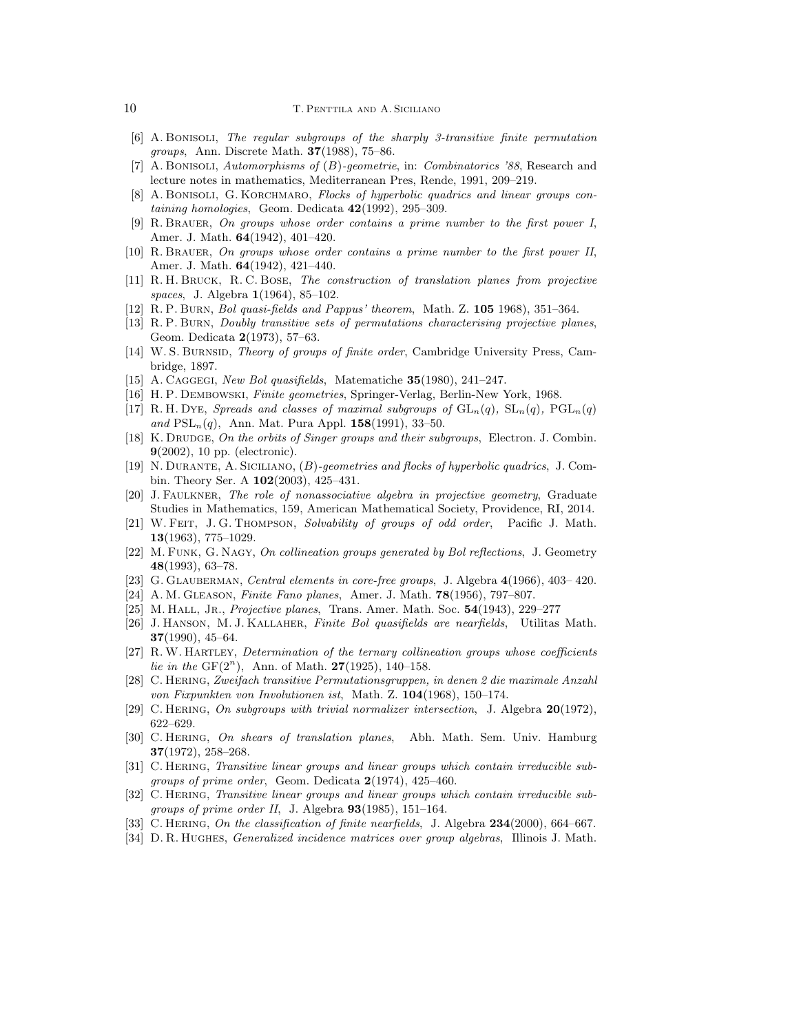[6] A. Bonisoli, *The regular subgroups of the sharply 3-transitive finite permutation groups*, Ann. Discrete Math. **37**(1988), 75–86.

[7] A. Bonisoli, *Automorphisms of (B)-geometrie*, in: *Combinatorics '88*, Research and lecture notes in mathematics, Mediterranean Pres, Rende, 1991, 209–219.

[8] A. Bonisoli, G. Korchmaro, *Flocks of hyperbolic quadrics and linear groups containing homologies*, Geom. Dedicata **42**(1992), 295–309.

[9] R. Brauer, *On groups whose order contains a prime number to the first power I*, Amer. J. Math. **64**(1942), 401–420.

[10] R. Brauer, *On groups whose order contains a prime number to the first power II*, Amer. J. Math. **64**(1942), 421–440.

[11] R. H. Bruck, R. C. Bose, *The construction of translation planes from projective spaces*, J. Algebra **1**(1964), 85–102.

[12] R. P. Burn, *Bol quasi-fields and Pappus' theorem*, Math. Z. **105** 1968), 351–364.

[13] R. P. Burn, *Doubly transitive sets of permutations characterising projective planes*, Geom. Dedicata **2**(1973), 57–63.

[14] W. S. Burnsid, *Theory of groups of finite order*, Cambridge University Press, Cambridge, 1897.

[15] A. Caggegi, *New Bol quasifields*, Matematiche **35**(1980), 241–247.

[16] H. P. Dembowski, *Finite geometries*, Springer-Verlag, Berlin-New York, 1968.

[17] R. H. Dye, *Spreads and classes of maximal subgroups of $\mathrm{GL}_n(q)$, $\mathrm{SL}_n(q)$, $\mathrm{PGL}_n(q)$ and $\mathrm{PSL}_n(q)$*, Ann. Mat. Pura Appl. **158**(1991), 33–50.

[18] K. Drudge, *On the orbits of Singer groups and their subgroups*, Electron. J. Combin. **9**(2002), 10 pp. (electronic).

[19] N. Durante, A. Siciliano, *(B)-geometries and flocks of hyperbolic quadrics*, J. Combin. Theory Ser. A **102**(2003), 425–431.

[20] J. Faulkner, *The role of nonassociative algebra in projective geometry*, Graduate Studies in Mathematics, 159, American Mathematical Society, Providence, RI, 2014.

[21] W. Feit, J. G. Thompson, *Solvability of groups of odd order*, Pacific J. Math. **13**(1963), 775–1029.

[22] M. Funk, G. Nagy, *On collineation groups generated by Bol reflections*, J. Geometry **48**(1993), 63–78.

[23] G. Glauberman, *Central elements in core-free groups*, J. Algebra **4**(1966), 403– 420.

[24] A. M. Gleason, *Finite Fano planes*, Amer. J. Math. **78**(1956), 797–807.

[25] M. Hall, Jr., *Projective planes*, Trans. Amer. Math. Soc. **54**(1943), 229–277

[26] J. Hanson, M. J. Kallaher, *Finite Bol quasifields are nearfields*, Utilitas Math. **37**(1990), 45–64.

[27] R. W. Hartley, *Determination of the ternary collineation groups whose coefficients lie in the $\mathrm{GF}(2^n)$*, Ann. of Math. **27**(1925), 140–158.

[28] C. Hering, *Zweifach transitive Permutationsgruppen, in denen 2 die maximale Anzahl von Fixpunkten von Involutionen ist*, Math. Z. **104**(1968), 150–174.

[29] C. Hering, *On subgroups with trivial normalizer intersection*, J. Algebra **20**(1972), 622–629.

[30] C. Hering, *On shears of translation planes*, Abh. Math. Sem. Univ. Hamburg **37**(1972), 258–268.

[31] C. Hering, *Transitive linear groups and linear groups which contain irreducible subgroups of prime order*, Geom. Dedicata **2**(1974), 425–460.

[32] C. Hering, *Transitive linear groups and linear groups which contain irreducible subgroups of prime order II*, J. Algebra **93**(1985), 151–164.

[33] C. Hering, *On the classification of finite nearfields*, J. Algebra **234**(2000), 664–667.

[34] D. R. Hughes, *Generalized incidence matrices over group algebras*, Illinois J. Math.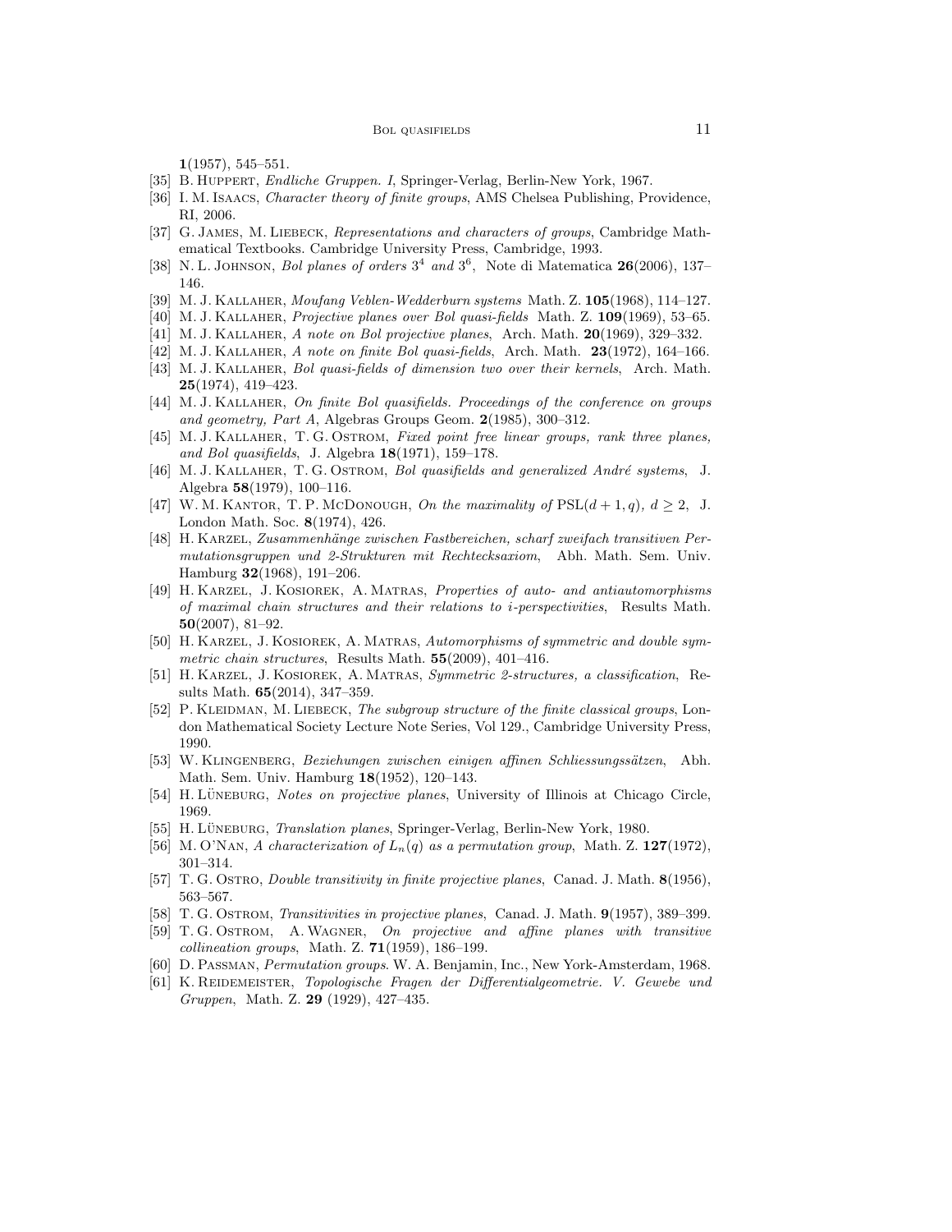**1**(1957), 545–551.

[35] B. Huppert, *Endliche Gruppen. I*, Springer-Verlag, Berlin-New York, 1967.

[36] I. M. Isaacs, *Character theory of finite groups*, AMS Chelsea Publishing, Providence, RI, 2006.

[37] G. James, M. Liebeck, *Representations and characters of groups*, Cambridge Mathematical Textbooks. Cambridge University Press, Cambridge, 1993.

[38] N. L. Johnson, *Bol planes of orders $3^4$ and $3^6$*, Note di Matematica **26**(2006), 137–146.

[39] M. J. Kallaher, *Moufang Veblen-Wedderburn systems* Math. Z. **105**(1968), 114–127.

[40] M. J. Kallaher, *Projective planes over Bol quasi-fields* Math. Z. **109**(1969), 53–65.

[41] M. J. Kallaher, *A note on Bol projective planes*, Arch. Math. **20**(1969), 329–332.

[42] M. J. Kallaher, *A note on finite Bol quasi-fields*, Arch. Math. **23**(1972), 164–166.

[43] M. J. Kallaher, *Bol quasi-fields of dimension two over their kernels*, Arch. Math. **25**(1974), 419–423.

[44] M. J. Kallaher, *On finite Bol quasifields. Proceedings of the conference on groups and geometry, Part A*, Algebras Groups Geom. **2**(1985), 300–312.

[45] M. J. Kallaher, T. G. Ostrom, *Fixed point free linear groups, rank three planes, and Bol quasifields*, J. Algebra **18**(1971), 159–178.

[46] M. J. Kallaher, T. G. Ostrom, *Bol quasifields and generalized André systems*, J. Algebra **58**(1979), 100–116.

[47] W. M. Kantor, T. P. McDonough, *On the maximality of* $\mathrm{PSL}(d+1,q)$*,* $d \geq 2$, J. London Math. Soc. **8**(1974), 426.

[48] H. Karzel, *Zusammenhänge zwischen Fastbereichen, scharf zweifach transitiven Permutationsgruppen und 2-Strukturen mit Rechtecksaxiom*, Abh. Math. Sem. Univ. Hamburg **32**(1968), 191–206.

[49] H. Karzel, J. Kosiorek, A. Matras, *Properties of auto- and antiautomorphisms of maximal chain structures and their relations to i-perspectivities*, Results Math. **50**(2007), 81–92.

[50] H. Karzel, J. Kosiorek, A. Matras, *Automorphisms of symmetric and double symmetric chain structures*, Results Math. **55**(2009), 401–416.

[51] H. Karzel, J. Kosiorek, A. Matras, *Symmetric 2-structures, a classification*, Results Math. **65**(2014), 347–359.

[52] P. Kleidman, M. Liebeck, *The subgroup structure of the finite classical groups*, London Mathematical Society Lecture Note Series, Vol 129., Cambridge University Press, 1990.

[53] W. Klingenberg, *Beziehungen zwischen einigen affinen Schliessungssätzen*, Abh. Math. Sem. Univ. Hamburg **18**(1952), 120–143.

[54] H. Lüneburg, *Notes on projective planes*, University of Illinois at Chicago Circle, 1969.

[55] H. Lüneburg, *Translation planes*, Springer-Verlag, Berlin-New York, 1980.

[56] M. O'Nan, *A characterization of $L_n(q)$ as a permutation group*, Math. Z. **127**(1972), 301–314.

[57] T. G. Ostro, *Double transitivity in finite projective planes*, Canad. J. Math. **8**(1956), 563–567.

[58] T. G. Ostrom, *Transitivities in projective planes*, Canad. J. Math. **9**(1957), 389–399.

[59] T. G. Ostrom, A. Wagner, *On projective and affine planes with transitive collineation groups*, Math. Z. **71**(1959), 186–199.

[60] D. Passman, *Permutation groups*. W. A. Benjamin, Inc., New York-Amsterdam, 1968.

[61] K. Reidemeister, *Topologische Fragen der Differentialgeometrie. V. Gewebe und Gruppen*, Math. Z. **29** (1929), 427–435.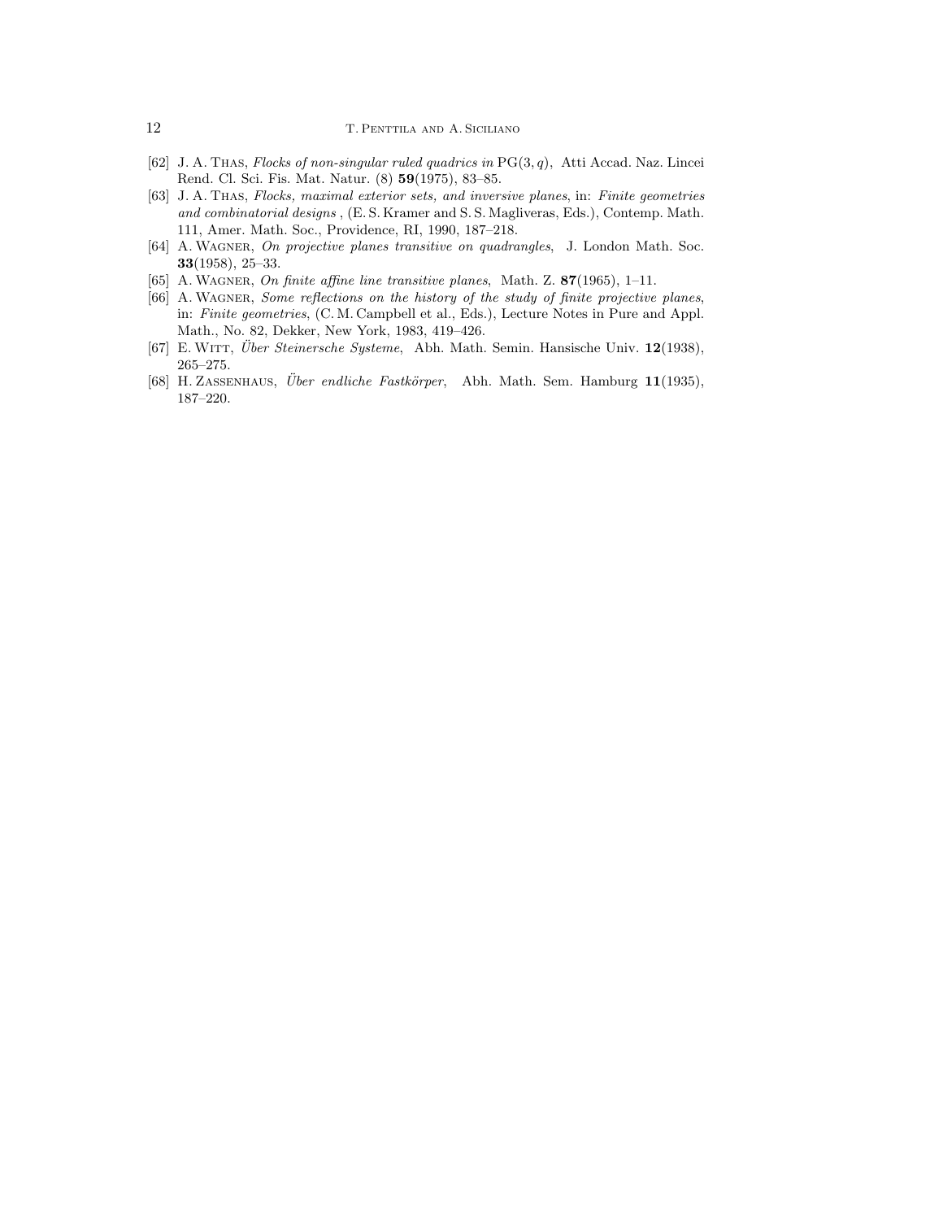[62] J. A. Thas, *Flocks of non-singular ruled quadrics in* $\mathrm{PG}(3,q)$, Atti Accad. Naz. Lincei Rend. Cl. Sci. Fis. Mat. Natur. (8) **59**(1975), 83–85.

[63] J. A. Thas, *Flocks, maximal exterior sets, and inversive planes*, in: *Finite geometries and combinatorial designs* , (E. S. Kramer and S. S. Magliveras, Eds.), Contemp. Math. 111, Amer. Math. Soc., Providence, RI, 1990, 187–218.

[64] A. Wagner, *On projective planes transitive on quadrangles*, J. London Math. Soc. **33**(1958), 25–33.

[65] A. Wagner, *On finite affine line transitive planes*, Math. Z. **87**(1965), 1–11.

[66] A. Wagner, *Some reflections on the history of the study of finite projective planes*, in: *Finite geometries*, (C. M. Campbell et al., Eds.), Lecture Notes in Pure and Appl. Math., No. 82, Dekker, New York, 1983, 419–426.

[67] E. Witt, *Über Steinersche Systeme*, Abh. Math. Semin. Hansische Univ. **12**(1938), 265–275.

[68] H. Zassenhaus, *Über endliche Fastkörper*, Abh. Math. Sem. Hamburg **11**(1935), 187–220.